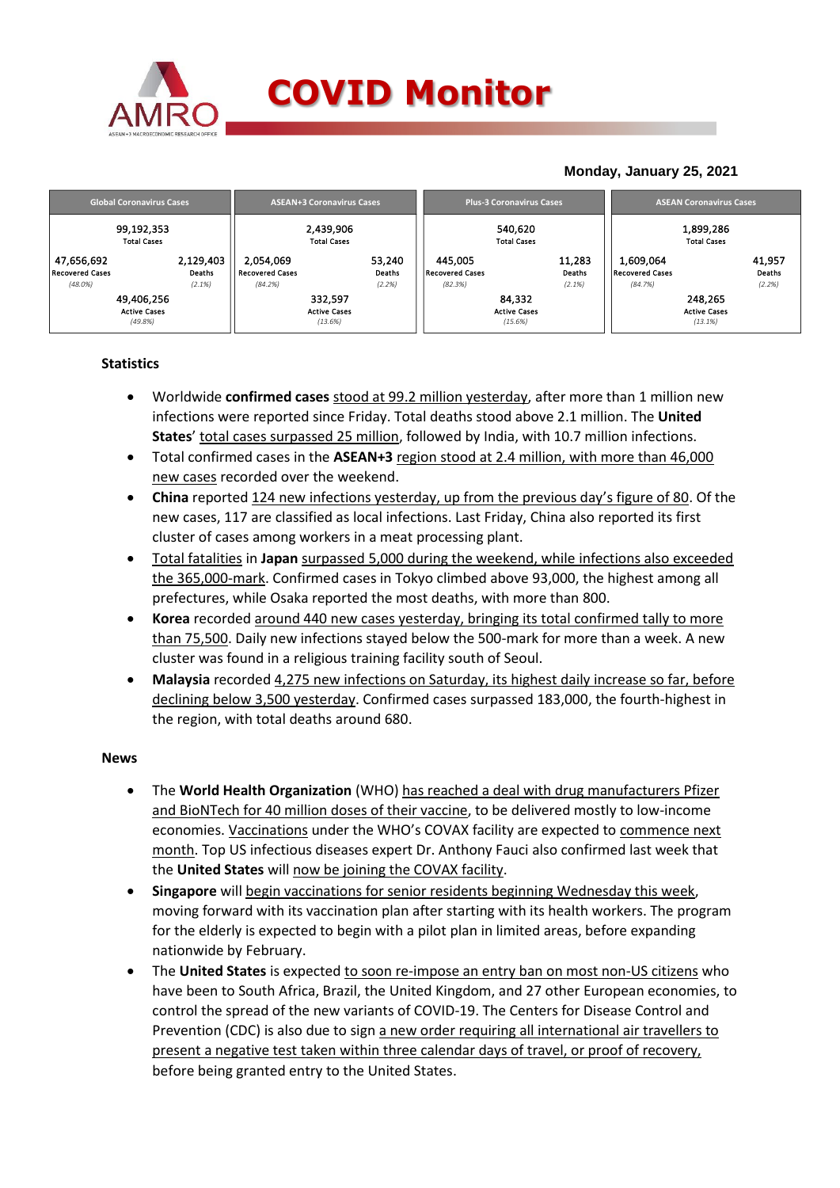# COVID Monitor

**Monday, January 25, 2021**

| Global Coronavirus Cases | | ASEAN+3 Coronavirus Cases | | Plus-3 Coronavirus Cases | | ASEAN Coronavirus Cases | |
|---|---|---|---|---|---|---|---|
| 99,192,353 Total Cases | | 2,439,906 Total Cases | | 540,620 Total Cases | | 1,899,286 Total Cases | |
| 47,656,692 Recovered Cases (48.0%) | 2,129,403 Deaths (2.1%) | 2,054,069 Recovered Cases (84.2%) | 53,240 Deaths (2.2%) | 445,005 Recovered Cases (82.3%) | 11,283 Deaths (2.1%) | 1,609,064 Recovered Cases (84.7%) | 41,957 Deaths (2.2%) |
| 49,406,256 Active Cases (49.8%) | | 332,597 Active Cases (13.6%) | | 84,332 Active Cases (15.6%) | | 248,265 Active Cases (13.1%) | |

## Statistics

- Worldwide **confirmed cases** stood at 99.2 million yesterday, after more than 1 million new infections were reported since Friday. Total deaths stood above 2.1 million. The **United States**' total cases surpassed 25 million, followed by India, with 10.7 million infections.
- Total confirmed cases in the **ASEAN+3** region stood at 2.4 million, with more than 46,000 new cases recorded over the weekend.
- **China** reported 124 new infections yesterday, up from the previous day's figure of 80. Of the new cases, 117 are classified as local infections. Last Friday, China also reported its first cluster of cases among workers in a meat processing plant.
- Total fatalities in **Japan** surpassed 5,000 during the weekend, while infections also exceeded the 365,000-mark. Confirmed cases in Tokyo climbed above 93,000, the highest among all prefectures, while Osaka reported the most deaths, with more than 800.
- **Korea** recorded around 440 new cases yesterday, bringing its total confirmed tally to more than 75,500. Daily new infections stayed below the 500-mark for more than a week. A new cluster was found in a religious training facility south of Seoul.
- **Malaysia** recorded 4,275 new infections on Saturday, its highest daily increase so far, before declining below 3,500 yesterday. Confirmed cases surpassed 183,000, the fourth-highest in the region, with total deaths around 680.

## News

- The **World Health Organization** (WHO) has reached a deal with drug manufacturers Pfizer and BioNTech for 40 million doses of their vaccine, to be delivered mostly to low-income economies. Vaccinations under the WHO's COVAX facility are expected to commence next month. Top US infectious diseases expert Dr. Anthony Fauci also confirmed last week that the **United States** will now be joining the COVAX facility.
- **Singapore** will begin vaccinations for senior residents beginning Wednesday this week, moving forward with its vaccination plan after starting with its health workers. The program for the elderly is expected to begin with a pilot plan in limited areas, before expanding nationwide by February.
- The **United States** is expected to soon re-impose an entry ban on most non-US citizens who have been to South Africa, Brazil, the United Kingdom, and 27 other European economies, to control the spread of the new variants of COVID-19. The Centers for Disease Control and Prevention (CDC) is also due to sign a new order requiring all international air travellers to present a negative test taken within three calendar days of travel, or proof of recovery, before being granted entry to the United States.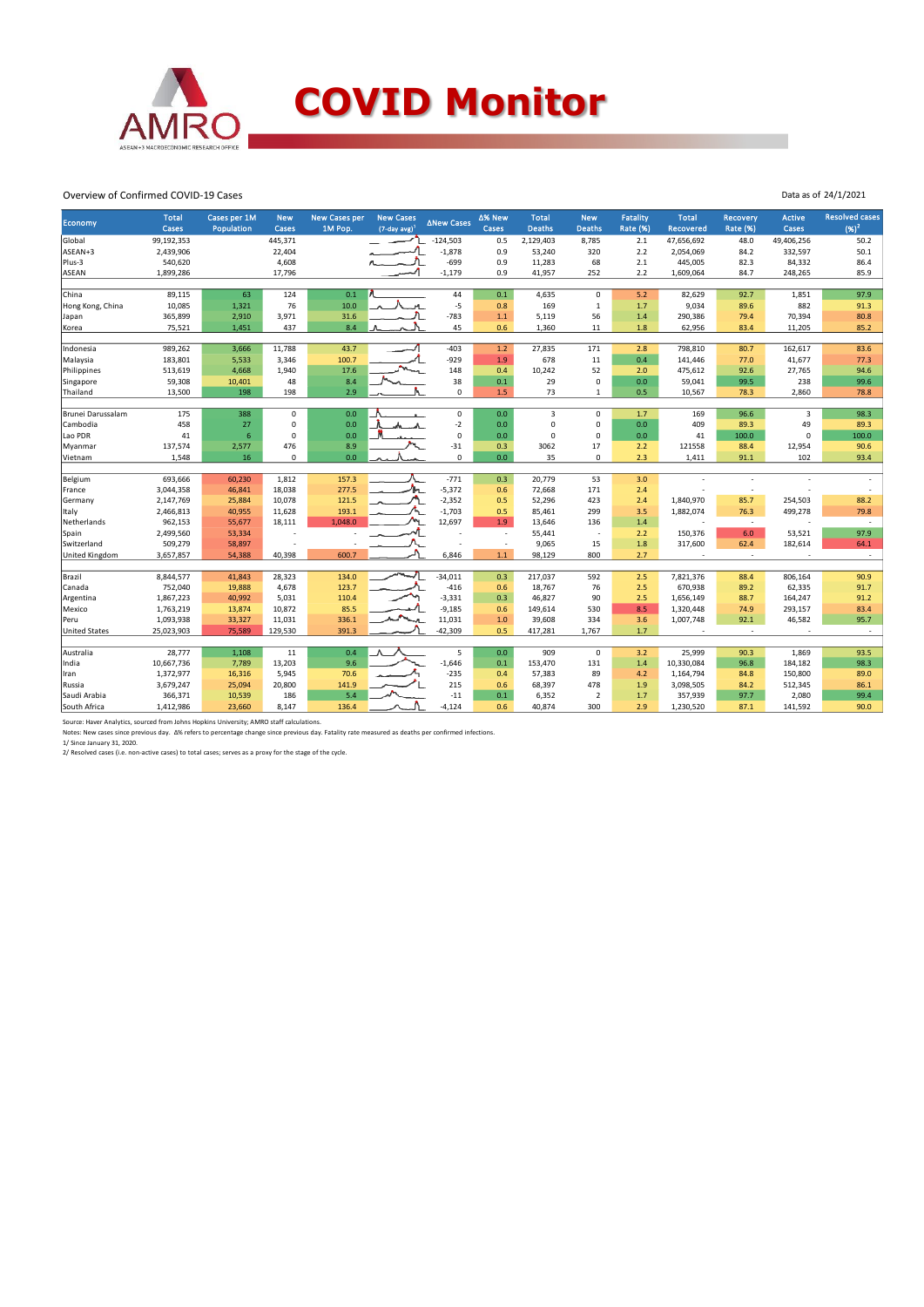# COVID Monitor

Overview of Confirmed COVID-19 Cases

Data as of 24/1/2021

| Economy | Total Cases | Cases per 1M Population | New Cases | New Cases per 1M Pop. | New Cases (7-day avg)[1] | ΔNew Cases | Δ% New Cases | Total Deaths | New Deaths | Fatality Rate (%) | Total Recovered | Recovery Rate (%) | Active Cases | Resolved cases (%)[2] |
|---|---|---|---|---|---|---|---|---|---|---|---|---|---|---|
| Global | 99,192,353 | | 445,371 | | | -124,503 | 0.5 | 2,129,403 | 8,785 | 2.1 | 47,656,692 | 48.0 | 49,406,256 | 50.2 |
| ASEAN+3 | 2,439,906 | | 22,404 | | | -1,878 | 0.9 | 53,240 | 320 | 2.2 | 2,054,069 | 84.2 | 332,597 | 50.1 |
| Plus-3 | 540,620 | | 4,608 | | | -699 | 0.9 | 11,283 | 68 | 2.1 | 445,005 | 82.3 | 84,332 | 86.4 |
| ASEAN | 1,899,286 | | 17,796 | | | -1,179 | 0.9 | 41,957 | 252 | 2.2 | 1,609,064 | 84.7 | 248,265 | 85.9 |
| | | | | | | | | | | | | | | |
| China | 89,115 | 63 | 124 | 0.1 | | 44 | 0.1 | 4,635 | 0 | 5.2 | 82,629 | 92.7 | 1,851 | 97.9 |
| Hong Kong, China | 10,085 | 1,321 | 76 | 10.0 | | -5 | 0.8 | 169 | 1 | 1.7 | 9,034 | 89.6 | 882 | 91.3 |
| Japan | 365,899 | 2,910 | 3,971 | 31.6 | | -783 | 1.1 | 5,119 | 56 | 1.4 | 290,386 | 79.4 | 70,394 | 80.8 |
| Korea | 75,521 | 1,451 | 437 | 8.4 | | 45 | 0.6 | 1,360 | 11 | 1.8 | 62,956 | 83.4 | 11,205 | 85.2 |
| | | | | | | | | | | | | | | |
| Indonesia | 989,262 | 3,666 | 11,788 | 43.7 | | -403 | 1.2 | 27,835 | 171 | 2.8 | 798,810 | 80.7 | 162,617 | 83.6 |
| Malaysia | 183,801 | 5,533 | 3,346 | 100.7 | | -929 | 1.9 | 678 | 11 | 0.4 | 141,446 | 77.0 | 41,677 | 77.3 |
| Philippines | 513,619 | 4,668 | 1,940 | 17.6 | | 148 | 0.4 | 10,242 | 52 | 2.0 | 475,612 | 92.6 | 27,765 | 94.6 |
| Singapore | 59,308 | 10,401 | 48 | 8.4 | | 38 | 0.1 | 29 | 0 | 0.0 | 59,041 | 99.5 | 238 | 99.6 |
| Thailand | 13,500 | 198 | 198 | 2.9 | | 0 | 1.5 | 73 | 1 | 0.5 | 10,567 | 78.3 | 2,860 | 78.8 |
| | | | | | | | | | | | | | | |
| Brunei Darussalam | 175 | 388 | 0 | 0.0 | | 0 | 0.0 | 3 | 0 | 1.7 | 169 | 96.6 | 3 | 98.3 |
| Cambodia | 458 | 27 | 0 | 0.0 | | -2 | 0.0 | 0 | 0 | 0.0 | 409 | 89.3 | 49 | 89.3 |
| Lao PDR | 41 | 6 | 0 | 0.0 | | 0 | 0.0 | 0 | 0 | 0.0 | 41 | 100.0 | 0 | 100.0 |
| Myanmar | 137,574 | 2,577 | 476 | 8.9 | | -31 | 0.3 | 3062 | 17 | 2.2 | 121558 | 88.4 | 12,954 | 90.6 |
| Vietnam | 1,548 | 16 | 0 | 0.0 | | 0 | 0.0 | 35 | 0 | 2.3 | 1,411 | 91.1 | 102 | 93.4 |
| | | | | | | | | | | | | | | |
| Belgium | 693,666 | 60,230 | 1,812 | 157.3 | | -771 | 0.3 | 20,779 | 53 | 3.0 | - | - | - | - |
| France | 3,044,358 | 46,841 | 18,038 | 277.5 | | -5,372 | 0.6 | 72,668 | 171 | 2.4 | - | - | - | - |
| Germany | 2,147,769 | 25,884 | 10,078 | 121.5 | | -2,352 | 0.5 | 52,296 | 423 | 2.4 | 1,840,970 | 85.7 | 254,503 | 88.2 |
| Italy | 2,466,813 | 40,955 | 11,628 | 193.1 | | -1,703 | 0.5 | 85,461 | 299 | 3.5 | 1,882,074 | 76.3 | 499,278 | 79.8 |
| Netherlands | 962,153 | 55,677 | 18,111 | 1,048.0 | | 12,697 | 1.9 | 13,646 | 136 | 1.4 | - | - | - | - |
| Spain | 2,499,560 | 53,334 | - | - | | - | - | 55,441 | - | 2.2 | 150,376 | 6.0 | 53,521 | 97.9 |
| Switzerland | 509,279 | 58,897 | - | - | | - | - | 9,065 | 15 | 1.8 | 317,600 | 62.4 | 182,614 | 64.1 |
| United Kingdom | 3,657,857 | 54,388 | 40,398 | 600.7 | | 6,846 | 1.1 | 98,129 | 800 | 2.7 | - | - | - | - |
| | | | | | | | | | | | | | | |
| Brazil | 8,844,577 | 41,843 | 28,323 | 134.0 | | -34,011 | 0.3 | 217,037 | 592 | 2.5 | 7,821,376 | 88.4 | 806,164 | 90.9 |
| Canada | 752,040 | 19,888 | 4,678 | 123.7 | | -416 | 0.6 | 18,767 | 76 | 2.5 | 670,938 | 89.2 | 62,335 | 91.7 |
| Argentina | 1,867,223 | 40,992 | 5,031 | 110.4 | | -3,331 | 0.3 | 46,827 | 90 | 2.5 | 1,656,149 | 88.7 | 164,247 | 91.2 |
| Mexico | 1,763,219 | 13,874 | 10,872 | 85.5 | | -9,185 | 0.6 | 149,614 | 530 | 8.5 | 1,320,448 | 74.9 | 293,157 | 83.4 |
| Peru | 1,093,938 | 33,327 | 11,031 | 336.1 | | 11,031 | 1.0 | 39,608 | 334 | 3.6 | 1,007,748 | 92.1 | 46,582 | 95.7 |
| United States | 25,023,903 | 75,589 | 129,530 | 391.3 | | -42,309 | 0.5 | 417,281 | 1,767 | 1.7 | - | - | - | - |
| | | | | | | | | | | | | | | |
| Australia | 28,777 | 1,108 | 11 | 0.4 | | 5 | 0.0 | 909 | 0 | 3.2 | 25,999 | 90.3 | 1,869 | 93.5 |
| India | 10,667,736 | 7,789 | 13,203 | 9.6 | | -1,646 | 0.1 | 153,470 | 131 | 1.4 | 10,330,084 | 96.8 | 184,182 | 98.3 |
| Iran | 1,372,977 | 16,316 | 5,945 | 70.6 | | -235 | 0.4 | 57,383 | 89 | 4.2 | 1,164,794 | 84.8 | 150,800 | 89.0 |
| Russia | 3,679,247 | 25,094 | 20,800 | 141.9 | | 215 | 0.6 | 68,397 | 478 | 1.9 | 3,098,505 | 84.2 | 512,345 | 86.1 |
| Saudi Arabia | 366,371 | 10,539 | 186 | 5.4 | | -11 | 0.1 | 6,352 | 2 | 1.7 | 357,939 | 97.7 | 2,080 | 99.4 |
| South Africa | 1,412,986 | 23,660 | 8,147 | 136.4 | | -4,124 | 0.6 | 40,874 | 300 | 2.9 | 1,230,520 | 87.1 | 141,592 | 90.0 |

Source: Haver Analytics, sourced from Johns Hopkins University; AMRO staff calculations.
Notes: New cases since previous day. Δ% refers to percentage change since previous day. Fatality rate measured as deaths per confirmed infections.
1/ Since January 31, 2020.
2/ Resolved cases (i.e. non-active cases) to total cases; serves as a proxy for the stage of the cycle.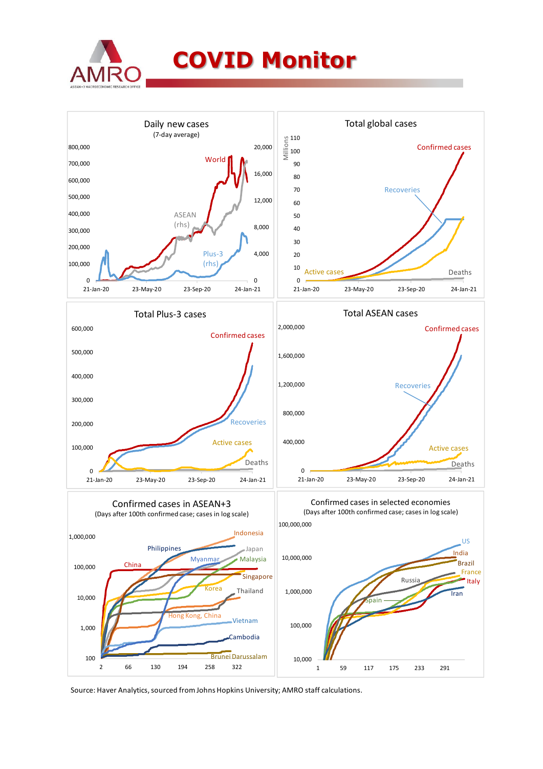# COVID Monitor

AMRO
ASEAN+3 MACROECONOMIC RESEARCH OFFICE

### Daily new cases
(7-day average)

800,000
700,000
600,000
500,000
400,000
300,000
200,000
100,000
0

20,000
16,000
12,000
8,000
4,000
0

World
ASEAN (rhs)
Plus-3 (rhs)

21-Jan-20 23-May-20 23-Sep-20 24-Jan-21

### Total global cases

Millions
110
100
90
80
70
60
50
40
30
20
10
0

Confirmed cases
Recoveries
Active cases
Deaths

21-Jan-20 23-May-20 23-Sep-20 24-Jan-21

### Total Plus-3 cases

600,000
500,000
400,000
300,000
200,000
100,000
0

Confirmed cases
Recoveries
Active cases
Deaths

21-Jan-20 23-May-20 23-Sep-20 24-Jan-21

### Total ASEAN cases

2,000,000
1,600,000
1,200,000
800,000
400,000
0

Confirmed cases
Recoveries
Active cases
Deaths

21-Jan-20 23-May-20 23-Sep-20 24-Jan-21

### Confirmed cases in ASEAN+3
(Days after 100th confirmed case; cases in log scale)

1,000,000
100,000
10,000
1,000
100

Indonesia
Philippines
Japan
Myanmar
Malaysia
China
Singapore
Korea
Thailand
Hong Kong, China
Vietnam
Cambodia
Brunei Darussalam

2 66 130 194 258 322

### Confirmed cases in selected economies
(Days after 100th confirmed case; cases in log scale)

100,000,000
10,000,000
1,000,000
100,000
10,000

US
India
Brazil
France
Italy
Russia
Iran
Spain

1 59 117 175 233 291

Source: Haver Analytics, sourced from Johns Hopkins University; AMRO staff calculations.